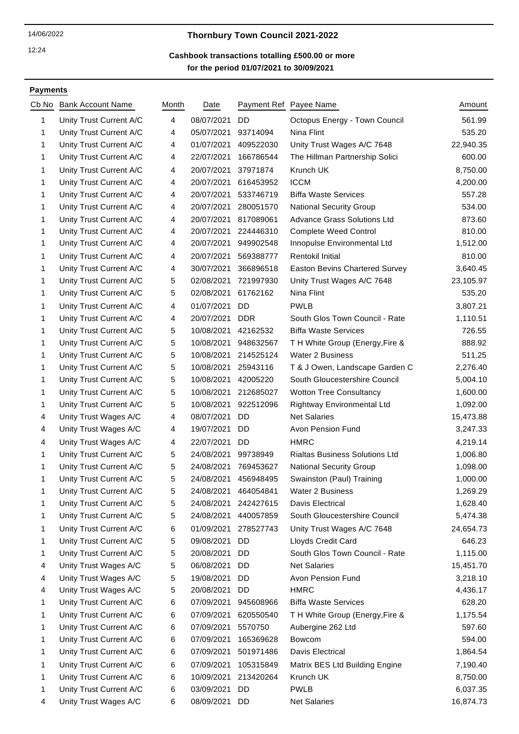14/06/2022

12:24

# Thornbury Town Council 2021-2022

## Cashbook transactions totalling £500.00 or more for the period 01/07/2021 to 30/09/2021

**Payments**

| Cb No | Bank Account Name | Month | Date | Payment Ref | Payee Name | Amount |
|---|---|---|---|---|---|---|
| 1 | Unity Trust Current A/C | 4 | 08/07/2021 | DD | Octopus Energy - Town Council | 561.99 |
| 1 | Unity Trust Current A/C | 4 | 05/07/2021 | 93714094 | Nina Flint | 535.20 |
| 1 | Unity Trust Current A/C | 4 | 01/07/2021 | 409522030 | Unity Trust Wages A/C 7648 | 22,940.35 |
| 1 | Unity Trust Current A/C | 4 | 22/07/2021 | 166786544 | The Hillman Partnership Solici | 600.00 |
| 1 | Unity Trust Current A/C | 4 | 20/07/2021 | 37971874 | Krunch UK | 8,750.00 |
| 1 | Unity Trust Current A/C | 4 | 20/07/2021 | 616453952 | ICCM | 4,200.00 |
| 1 | Unity Trust Current A/C | 4 | 20/07/2021 | 533746719 | Biffa Waste Services | 557.28 |
| 1 | Unity Trust Current A/C | 4 | 20/07/2021 | 280051570 | National Security Group | 534.00 |
| 1 | Unity Trust Current A/C | 4 | 20/07/2021 | 817089061 | Advance Grass Solutions Ltd | 873.60 |
| 1 | Unity Trust Current A/C | 4 | 20/07/2021 | 224446310 | Complete Weed Control | 810.00 |
| 1 | Unity Trust Current A/C | 4 | 20/07/2021 | 949902548 | Innopulse Environmental Ltd | 1,512.00 |
| 1 | Unity Trust Current A/C | 4 | 20/07/2021 | 569388777 | Rentokil Initial | 810.00 |
| 1 | Unity Trust Current A/C | 4 | 30/07/2021 | 366896518 | Easton Bevins Chartered Survey | 3,640.45 |
| 1 | Unity Trust Current A/C | 5 | 02/08/2021 | 721997930 | Unity Trust Wages A/C 7648 | 23,105.97 |
| 1 | Unity Trust Current A/C | 5 | 02/08/2021 | 61762162 | Nina Flint | 535.20 |
| 1 | Unity Trust Current A/C | 4 | 01/07/2021 | DD | PWLB | 3,807.21 |
| 1 | Unity Trust Current A/C | 4 | 20/07/2021 | DDR | South Glos Town Council - Rate | 1,110.51 |
| 1 | Unity Trust Current A/C | 5 | 10/08/2021 | 42162532 | Biffa Waste Services | 726.55 |
| 1 | Unity Trust Current A/C | 5 | 10/08/2021 | 948632567 | T H White Group (Energy,Fire & | 888.92 |
| 1 | Unity Trust Current A/C | 5 | 10/08/2021 | 214525124 | Water 2 Business | 511.25 |
| 1 | Unity Trust Current A/C | 5 | 10/08/2021 | 25943116 | T & J Owen, Landscape Garden C | 2,276.40 |
| 1 | Unity Trust Current A/C | 5 | 10/08/2021 | 42005220 | South Gloucestershire Council | 5,004.10 |
| 1 | Unity Trust Current A/C | 5 | 10/08/2021 | 212685027 | Wotton Tree Consultancy | 1,600.00 |
| 1 | Unity Trust Current A/C | 5 | 10/08/2021 | 922512096 | Rightway Environmental Ltd | 1,092.00 |
| 4 | Unity Trust Wages A/C | 4 | 08/07/2021 | DD | Net Salaries | 15,473.88 |
| 4 | Unity Trust Wages A/C | 4 | 19/07/2021 | DD | Avon Pension Fund | 3,247.33 |
| 4 | Unity Trust Wages A/C | 4 | 22/07/2021 | DD | HMRC | 4,219.14 |
| 1 | Unity Trust Current A/C | 5 | 24/08/2021 | 99738949 | Rialtas Business Solutions Ltd | 1,006.80 |
| 1 | Unity Trust Current A/C | 5 | 24/08/2021 | 769453627 | National Security Group | 1,098.00 |
| 1 | Unity Trust Current A/C | 5 | 24/08/2021 | 456948495 | Swainston (Paul) Training | 1,000.00 |
| 1 | Unity Trust Current A/C | 5 | 24/08/2021 | 464054841 | Water 2 Business | 1,269.29 |
| 1 | Unity Trust Current A/C | 5 | 24/08/2021 | 242427615 | Davis Electrical | 1,628.40 |
| 1 | Unity Trust Current A/C | 5 | 24/08/2021 | 440057859 | South Gloucestershire Council | 5,474.38 |
| 1 | Unity Trust Current A/C | 6 | 01/09/2021 | 278527743 | Unity Trust Wages A/C 7648 | 24,654.73 |
| 1 | Unity Trust Current A/C | 5 | 09/08/2021 | DD | Lloyds Credit Card | 646.23 |
| 1 | Unity Trust Current A/C | 5 | 20/08/2021 | DD | South Glos Town Council - Rate | 1,115.00 |
| 4 | Unity Trust Wages A/C | 5 | 06/08/2021 | DD | Net Salaries | 15,451.70 |
| 4 | Unity Trust Wages A/C | 5 | 19/08/2021 | DD | Avon Pension Fund | 3,218.10 |
| 4 | Unity Trust Wages A/C | 5 | 20/08/2021 | DD | HMRC | 4,436.17 |
| 1 | Unity Trust Current A/C | 6 | 07/09/2021 | 945608966 | Biffa Waste Services | 628.20 |
| 1 | Unity Trust Current A/C | 6 | 07/09/2021 | 620550540 | T H White Group (Energy,Fire & | 1,175.54 |
| 1 | Unity Trust Current A/C | 6 | 07/09/2021 | 5570750 | Aubergine 262 Ltd | 597.60 |
| 1 | Unity Trust Current A/C | 6 | 07/09/2021 | 165369628 | Bowcom | 594.00 |
| 1 | Unity Trust Current A/C | 6 | 07/09/2021 | 501971486 | Davis Electrical | 1,864.54 |
| 1 | Unity Trust Current A/C | 6 | 07/09/2021 | 105315849 | Matrix BES Ltd Building Engine | 7,190.40 |
| 1 | Unity Trust Current A/C | 6 | 10/09/2021 | 213420264 | Krunch UK | 8,750.00 |
| 1 | Unity Trust Current A/C | 6 | 03/09/2021 | DD | PWLB | 6,037.35 |
| 4 | Unity Trust Wages A/C | 6 | 08/09/2021 | DD | Net Salaries | 16,874.73 |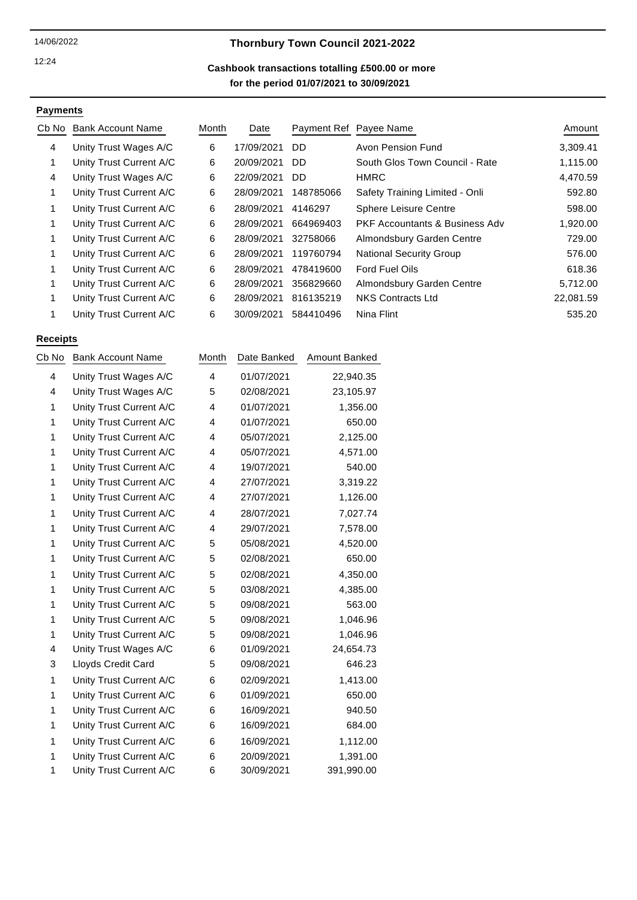14/06/2022

12:24

## Thornbury Town Council 2021-2022

### Cashbook transactions totalling £500.00 or more
### for the period 01/07/2021 to 30/09/2021

**Payments**

| Cb No | Bank Account Name | Month | Date | Payment Ref | Payee Name | Amount |
|---|---|---|---|---|---|---|
| 4 | Unity Trust Wages A/C | 6 | 17/09/2021 | DD | Avon Pension Fund | 3,309.41 |
| 1 | Unity Trust Current A/C | 6 | 20/09/2021 | DD | South Glos Town Council - Rate | 1,115.00 |
| 4 | Unity Trust Wages A/C | 6 | 22/09/2021 | DD | HMRC | 4,470.59 |
| 1 | Unity Trust Current A/C | 6 | 28/09/2021 | 148785066 | Safety Training Limited - Onli | 592.80 |
| 1 | Unity Trust Current A/C | 6 | 28/09/2021 | 4146297 | Sphere Leisure Centre | 598.00 |
| 1 | Unity Trust Current A/C | 6 | 28/09/2021 | 664969403 | PKF Accountants & Business Adv | 1,920.00 |
| 1 | Unity Trust Current A/C | 6 | 28/09/2021 | 32758066 | Almondsbury Garden Centre | 729.00 |
| 1 | Unity Trust Current A/C | 6 | 28/09/2021 | 119760794 | National Security Group | 576.00 |
| 1 | Unity Trust Current A/C | 6 | 28/09/2021 | 478419600 | Ford Fuel Oils | 618.36 |
| 1 | Unity Trust Current A/C | 6 | 28/09/2021 | 356829660 | Almondsbury Garden Centre | 5,712.00 |
| 1 | Unity Trust Current A/C | 6 | 28/09/2021 | 816135219 | NKS Contracts Ltd | 22,081.59 |
| 1 | Unity Trust Current A/C | 6 | 30/09/2021 | 584410496 | Nina Flint | 535.20 |

**Receipts**

| Cb No | Bank Account Name | Month | Date Banked | Amount Banked |
|---|---|---|---|---|
| 4 | Unity Trust Wages A/C | 4 | 01/07/2021 | 22,940.35 |
| 4 | Unity Trust Wages A/C | 5 | 02/08/2021 | 23,105.97 |
| 1 | Unity Trust Current A/C | 4 | 01/07/2021 | 1,356.00 |
| 1 | Unity Trust Current A/C | 4 | 01/07/2021 | 650.00 |
| 1 | Unity Trust Current A/C | 4 | 05/07/2021 | 2,125.00 |
| 1 | Unity Trust Current A/C | 4 | 05/07/2021 | 4,571.00 |
| 1 | Unity Trust Current A/C | 4 | 19/07/2021 | 540.00 |
| 1 | Unity Trust Current A/C | 4 | 27/07/2021 | 3,319.22 |
| 1 | Unity Trust Current A/C | 4 | 27/07/2021 | 1,126.00 |
| 1 | Unity Trust Current A/C | 4 | 28/07/2021 | 7,027.74 |
| 1 | Unity Trust Current A/C | 4 | 29/07/2021 | 7,578.00 |
| 1 | Unity Trust Current A/C | 5 | 05/08/2021 | 4,520.00 |
| 1 | Unity Trust Current A/C | 5 | 02/08/2021 | 650.00 |
| 1 | Unity Trust Current A/C | 5 | 02/08/2021 | 4,350.00 |
| 1 | Unity Trust Current A/C | 5 | 03/08/2021 | 4,385.00 |
| 1 | Unity Trust Current A/C | 5 | 09/08/2021 | 563.00 |
| 1 | Unity Trust Current A/C | 5 | 09/08/2021 | 1,046.96 |
| 1 | Unity Trust Current A/C | 5 | 09/08/2021 | 1,046.96 |
| 4 | Unity Trust Wages A/C | 6 | 01/09/2021 | 24,654.73 |
| 3 | Lloyds Credit Card | 5 | 09/08/2021 | 646.23 |
| 1 | Unity Trust Current A/C | 6 | 02/09/2021 | 1,413.00 |
| 1 | Unity Trust Current A/C | 6 | 01/09/2021 | 650.00 |
| 1 | Unity Trust Current A/C | 6 | 16/09/2021 | 940.50 |
| 1 | Unity Trust Current A/C | 6 | 16/09/2021 | 684.00 |
| 1 | Unity Trust Current A/C | 6 | 16/09/2021 | 1,112.00 |
| 1 | Unity Trust Current A/C | 6 | 20/09/2021 | 1,391.00 |
| 1 | Unity Trust Current A/C | 6 | 30/09/2021 | 391,990.00 |